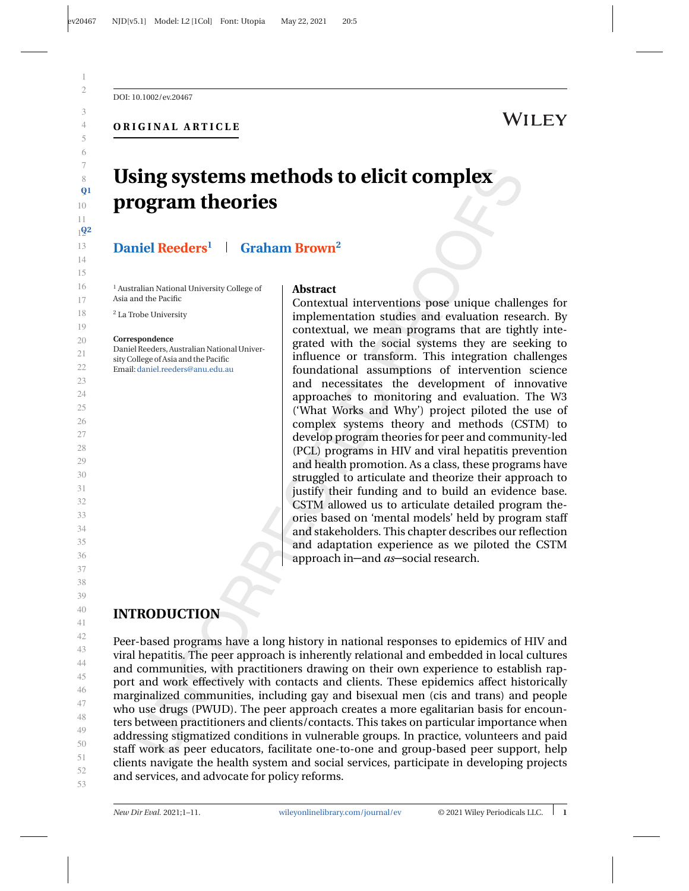DOI: 10.1002/ev.20467

**ORIGINAL ARTICLE**

# Using systems methods to elicit complex program theories

**Daniel Reeders**[1] | **Graham Brown**[2]

[1] Australian National University College of Asia and the Pacific

[2] La Trobe University

**Correspondence**
Daniel Reeders, Australian National University College of Asia and the Pacific
Email: daniel.reeders@anu.edu.au

**Abstract**

Contextual interventions pose unique challenges for implementation studies and evaluation research. By contextual, we mean programs that are tightly integrated with the social systems they are seeking to influence or transform. This integration challenges foundational assumptions of intervention science and necessitates the development of innovative approaches to monitoring and evaluation. The W3 ('What Works and Why') project piloted the use of complex systems theory and methods (CSTM) to develop program theories for peer and community-led (PCL) programs in HIV and viral hepatitis prevention and health promotion. As a class, these programs have struggled to articulate and theorize their approach to justify their funding and to build an evidence base. CSTM allowed us to articulate detailed program theories based on 'mental models' held by program staff and stakeholders. This chapter describes our reflection and adaptation experience as we piloted the CSTM approach in—and *as*—social research.

## INTRODUCTION

Peer-based programs have a long history in national responses to epidemics of HIV and viral hepatitis. The peer approach is inherently relational and embedded in local cultures and communities, with practitioners drawing on their own experience to establish rapport and work effectively with contacts and clients. These epidemics affect historically marginalized communities, including gay and bisexual men (cis and trans) and people who use drugs (PWUD). The peer approach creates a more egalitarian basis for encounters between practitioners and clients/contacts. This takes on particular importance when addressing stigmatized conditions in vulnerable groups. In practice, volunteers and paid staff work as peer educators, facilitate one-to-one and group-based peer support, help clients navigate the health system and social services, participate in developing projects and services, and advocate for policy reforms.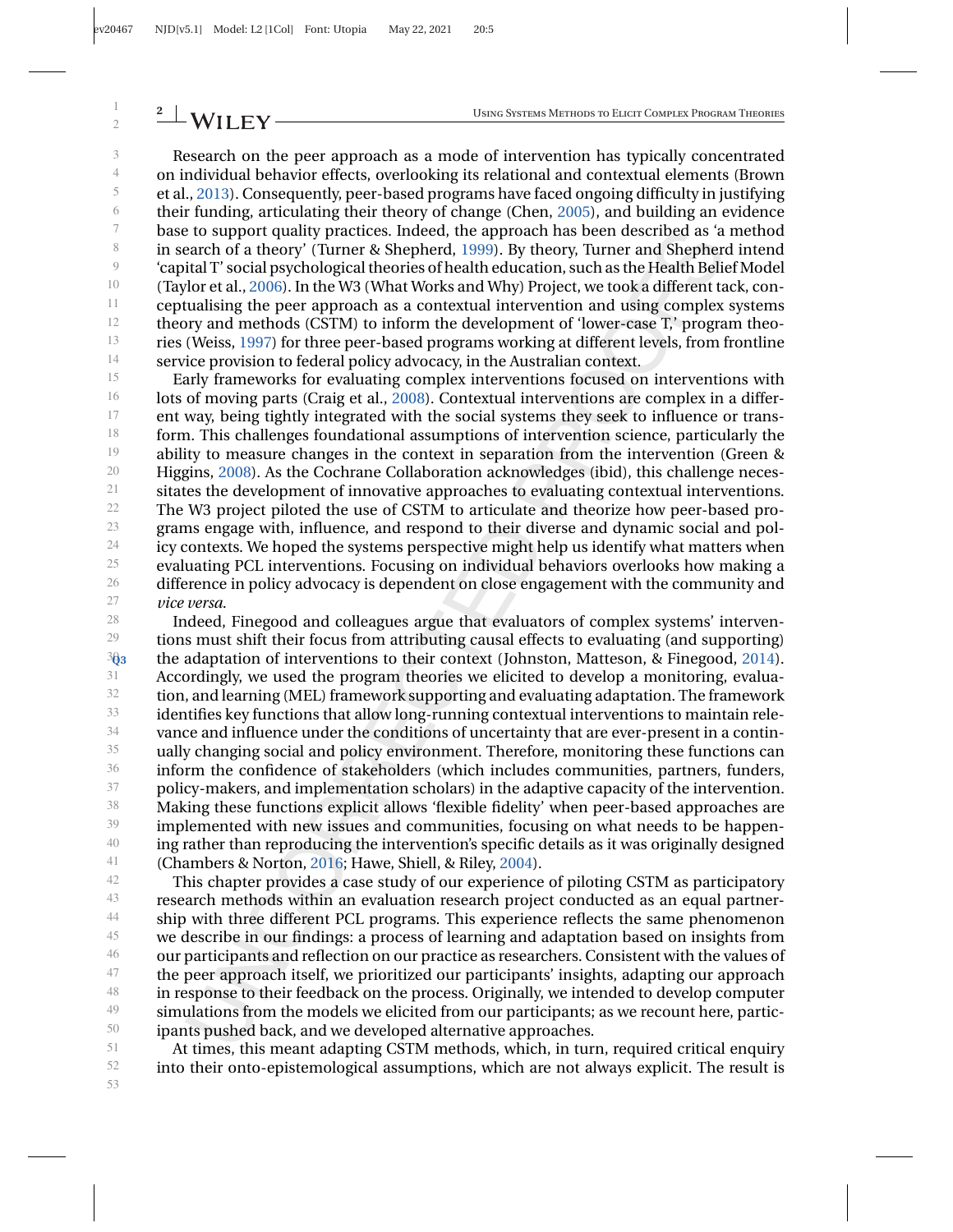Research on the peer approach as a mode of intervention has typically concentrated on individual behavior effects, overlooking its relational and contextual elements (Brown et al., 2013). Consequently, peer-based programs have faced ongoing difficulty in justifying their funding, articulating their theory of change (Chen, 2005), and building an evidence base to support quality practices. Indeed, the approach has been described as 'a method in search of a theory' (Turner & Shepherd, 1999). By theory, Turner and Shepherd intend 'capital T' social psychological theories of health education, such as the Health Belief Model (Taylor et al., 2006). In the W3 (What Works and Why) Project, we took a different tack, conceptualising the peer approach as a contextual intervention and using complex systems theory and methods (CSTM) to inform the development of 'lower-case T,' program theories (Weiss, 1997) for three peer-based programs working at different levels, from frontline service provision to federal policy advocacy, in the Australian context.

Early frameworks for evaluating complex interventions focused on interventions with lots of moving parts (Craig et al., 2008). Contextual interventions are complex in a different way, being tightly integrated with the social systems they seek to influence or transform. This challenges foundational assumptions of intervention science, particularly the ability to measure changes in the context in separation from the intervention (Green & Higgins, 2008). As the Cochrane Collaboration acknowledges (ibid), this challenge necessitates the development of innovative approaches to evaluating contextual interventions. The W3 project piloted the use of CSTM to articulate and theorize how peer-based programs engage with, influence, and respond to their diverse and dynamic social and policy contexts. We hoped the systems perspective might help us identify what matters when evaluating PCL interventions. Focusing on individual behaviors overlooks how making a difference in policy advocacy is dependent on close engagement with the community and *vice versa*.

Indeed, Finegood and colleagues argue that evaluators of complex systems' interventions must shift their focus from attributing causal effects to evaluating (and supporting) the adaptation of interventions to their context (Johnston, Matteson, & Finegood, 2014). Accordingly, we used the program theories we elicited to develop a monitoring, evaluation, and learning (MEL) framework supporting and evaluating adaptation. The framework identifies key functions that allow long-running contextual interventions to maintain relevance and influence under the conditions of uncertainty that are ever-present in a continually changing social and policy environment. Therefore, monitoring these functions can inform the confidence of stakeholders (which includes communities, partners, funders, policy-makers, and implementation scholars) in the adaptive capacity of the intervention. Making these functions explicit allows 'flexible fidelity' when peer-based approaches are implemented with new issues and communities, focusing on what needs to be happening rather than reproducing the intervention's specific details as it was originally designed (Chambers & Norton, 2016; Hawe, Shiell, & Riley, 2004).

This chapter provides a case study of our experience of piloting CSTM as participatory research methods within an evaluation research project conducted as an equal partnership with three different PCL programs. This experience reflects the same phenomenon we describe in our findings: a process of learning and adaptation based on insights from our participants and reflection on our practice as researchers. Consistent with the values of the peer approach itself, we prioritized our participants' insights, adapting our approach in response to their feedback on the process. Originally, we intended to develop computer simulations from the models we elicited from our participants; as we recount here, participants pushed back, and we developed alternative approaches.

At times, this meant adapting CSTM methods, which, in turn, required critical enquiry into their onto-epistemological assumptions, which are not always explicit. The result is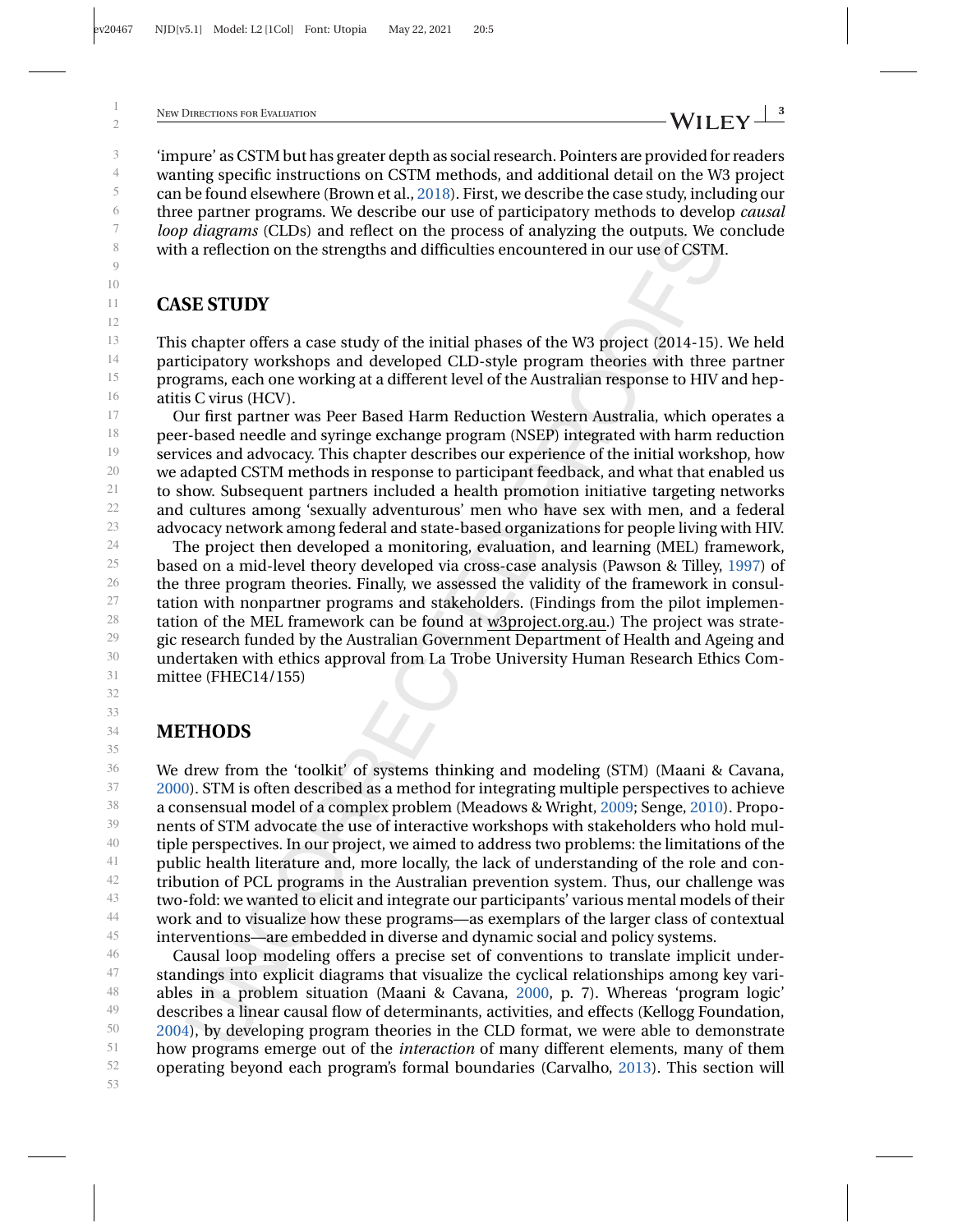'impure' as CSTM but has greater depth as social research. Pointers are provided for readers wanting specific instructions on CSTM methods, and additional detail on the W3 project can be found elsewhere (Brown et al., 2018). First, we describe the case study, including our three partner programs. We describe our use of participatory methods to develop *causal loop diagrams* (CLDs) and reflect on the process of analyzing the outputs. We conclude with a reflection on the strengths and difficulties encountered in our use of CSTM.

## CASE STUDY

This chapter offers a case study of the initial phases of the W3 project (2014-15). We held participatory workshops and developed CLD-style program theories with three partner programs, each one working at a different level of the Australian response to HIV and hepatitis C virus (HCV).

Our first partner was Peer Based Harm Reduction Western Australia, which operates a peer-based needle and syringe exchange program (NSEP) integrated with harm reduction services and advocacy. This chapter describes our experience of the initial workshop, how we adapted CSTM methods in response to participant feedback, and what that enabled us to show. Subsequent partners included a health promotion initiative targeting networks and cultures among 'sexually adventurous' men who have sex with men, and a federal advocacy network among federal and state-based organizations for people living with HIV.

The project then developed a monitoring, evaluation, and learning (MEL) framework, based on a mid-level theory developed via cross-case analysis (Pawson & Tilley, 1997) of the three program theories. Finally, we assessed the validity of the framework in consultation with nonpartner programs and stakeholders. (Findings from the pilot implementation of the MEL framework can be found at w3project.org.au.) The project was strategic research funded by the Australian Government Department of Health and Ageing and undertaken with ethics approval from La Trobe University Human Research Ethics Committee (FHEC14/155)

## METHODS

We drew from the 'toolkit' of systems thinking and modeling (STM) (Maani & Cavana, 2000). STM is often described as a method for integrating multiple perspectives to achieve a consensual model of a complex problem (Meadows & Wright, 2009; Senge, 2010). Proponents of STM advocate the use of interactive workshops with stakeholders who hold multiple perspectives. In our project, we aimed to address two problems: the limitations of the public health literature and, more locally, the lack of understanding of the role and contribution of PCL programs in the Australian prevention system. Thus, our challenge was two-fold: we wanted to elicit and integrate our participants' various mental models of their work and to visualize how these programs—as exemplars of the larger class of contextual interventions—are embedded in diverse and dynamic social and policy systems.

Causal loop modeling offers a precise set of conventions to translate implicit understandings into explicit diagrams that visualize the cyclical relationships among key variables in a problem situation (Maani & Cavana, 2000, p. 7). Whereas 'program logic' describes a linear causal flow of determinants, activities, and effects (Kellogg Foundation, 2004), by developing program theories in the CLD format, we were able to demonstrate how programs emerge out of the *interaction* of many different elements, many of them operating beyond each program's formal boundaries (Carvalho, 2013). This section will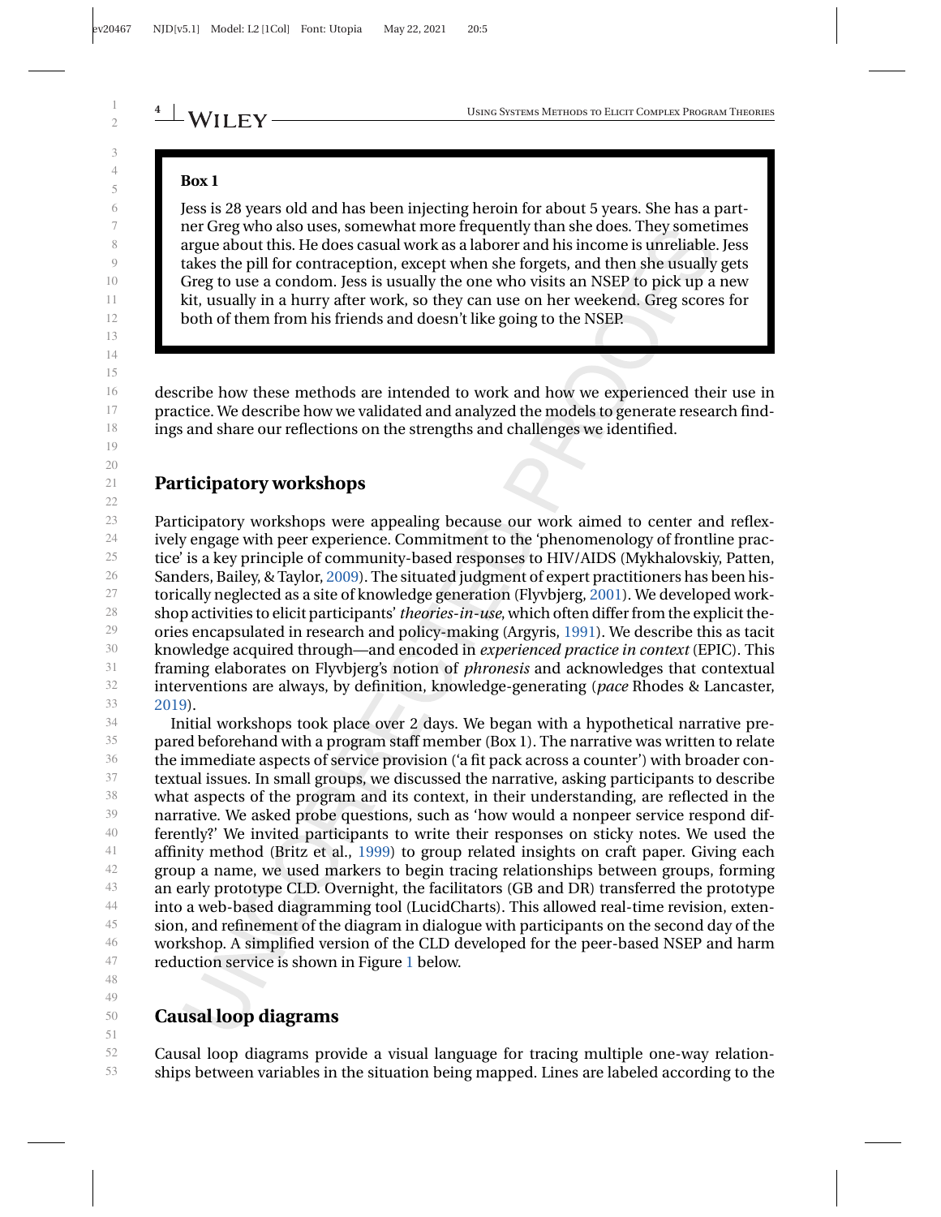**Box 1**

Jess is 28 years old and has been injecting heroin for about 5 years. She has a partner Greg who also uses, somewhat more frequently than she does. They sometimes argue about this. He does casual work as a laborer and his income is unreliable. Jess takes the pill for contraception, except when she forgets, and then she usually gets Greg to use a condom. Jess is usually the one who visits an NSEP to pick up a new kit, usually in a hurry after work, so they can use on her weekend. Greg scores for both of them from his friends and doesn't like going to the NSEP.

describe how these methods are intended to work and how we experienced their use in practice. We describe how we validated and analyzed the models to generate research findings and share our reflections on the strengths and challenges we identified.

## Participatory workshops

Participatory workshops were appealing because our work aimed to center and reflexively engage with peer experience. Commitment to the 'phenomenology of frontline practice' is a key principle of community-based responses to HIV/AIDS (Mykhalovskiy, Patten, Sanders, Bailey, & Taylor, 2009). The situated judgment of expert practitioners has been historically neglected as a site of knowledge generation (Flyvbjerg, 2001). We developed workshop activities to elicit participants' *theories-in-use*, which often differ from the explicit theories encapsulated in research and policy-making (Argyris, 1991). We describe this as tacit knowledge acquired through—and encoded in *experienced practice in context* (EPIC). This framing elaborates on Flyvbjerg's notion of *phronesis* and acknowledges that contextual interventions are always, by definition, knowledge-generating (*pace* Rhodes & Lancaster, 2019).

Initial workshops took place over 2 days. We began with a hypothetical narrative prepared beforehand with a program staff member (Box 1). The narrative was written to relate the immediate aspects of service provision ('a fit pack across a counter') with broader contextual issues. In small groups, we discussed the narrative, asking participants to describe what aspects of the program and its context, in their understanding, are reflected in the narrative. We asked probe questions, such as 'how would a nonpeer service respond differently?' We invited participants to write their responses on sticky notes. We used the affinity method (Britz et al., 1999) to group related insights on craft paper. Giving each group a name, we used markers to begin tracing relationships between groups, forming an early prototype CLD. Overnight, the facilitators (GB and DR) transferred the prototype into a web-based diagramming tool (LucidCharts). This allowed real-time revision, extension, and refinement of the diagram in dialogue with participants on the second day of the workshop. A simplified version of the CLD developed for the peer-based NSEP and harm reduction service is shown in Figure 1 below.

## Causal loop diagrams

Causal loop diagrams provide a visual language for tracing multiple one-way relationships between variables in the situation being mapped. Lines are labeled according to the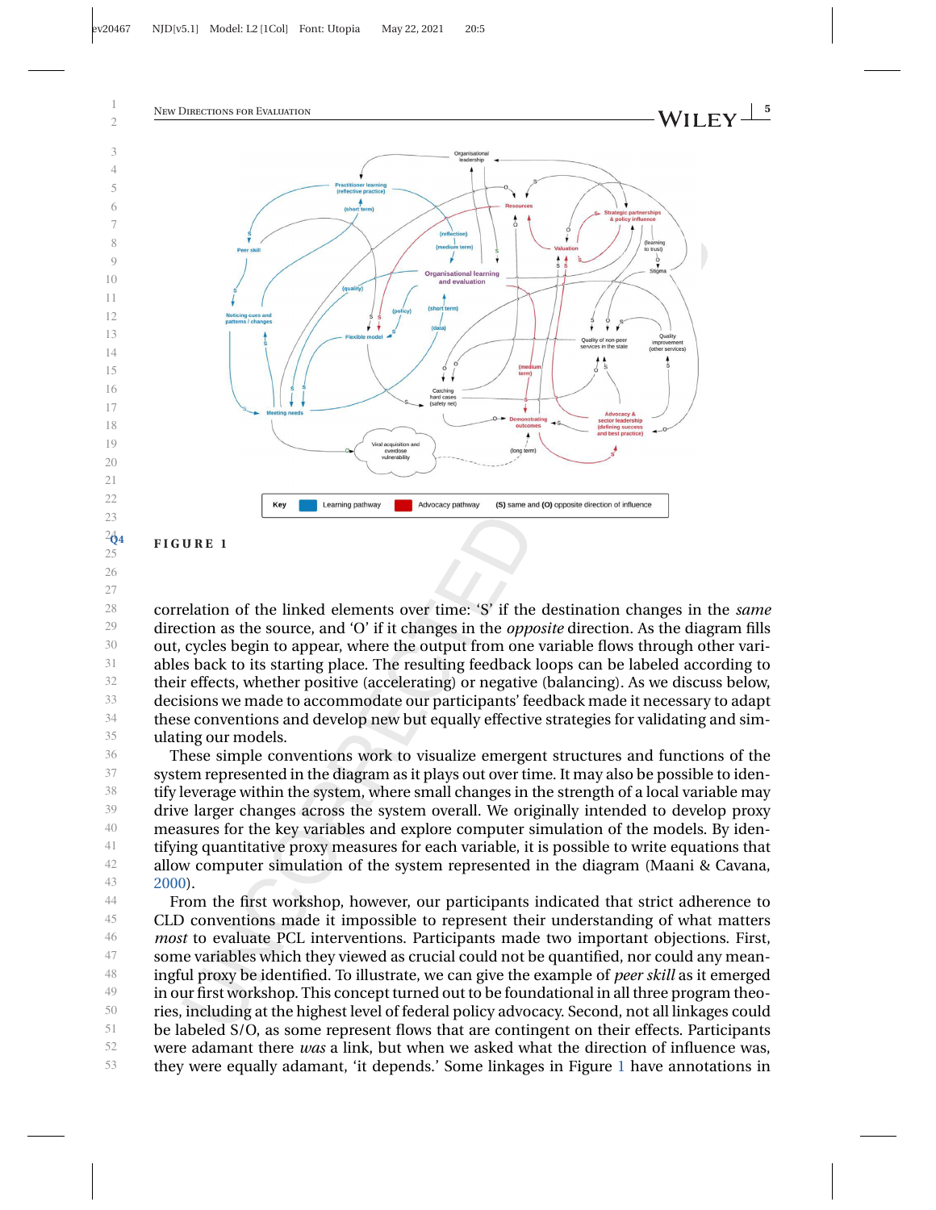Organisational leadership

Practitioner learning (reflective practice)

(short term)

Resources

Strategic partnerships & policy influence

Peer skill

(reflection)

(medium term)

Valuation

(learning to trust)

Stigma

Organisational learning and evaluation

(quality)

(short term)

(policy)

Noticing cues and patterns / changes

(data)

Flexible model

Quality of non-peer services in the state

Quality improvement (other services)

(medium term)

Catching hard cases (safety net)

Meeting needs

Demonstrating outcomes

Advocacy & sector leadership (defining success and best practice)

Viral acquisition and overdose vulnerability

(long term)

Key: Learning pathway; Advocacy pathway; (S) same and (O) opposite direction of influence

**FIGURE 1**

correlation of the linked elements over time: 'S' if the destination changes in the *same* direction as the source, and 'O' if it changes in the *opposite* direction. As the diagram fills out, cycles begin to appear, where the output from one variable flows through other variables back to its starting place. The resulting feedback loops can be labeled according to their effects, whether positive (accelerating) or negative (balancing). As we discuss below, decisions we made to accommodate our participants' feedback made it necessary to adapt these conventions and develop new but equally effective strategies for validating and simulating our models.

These simple conventions work to visualize emergent structures and functions of the system represented in the diagram as it plays out over time. It may also be possible to identify leverage within the system, where small changes in the strength of a local variable may drive larger changes across the system overall. We originally intended to develop proxy measures for the key variables and explore computer simulation of the models. By identifying quantitative proxy measures for each variable, it is possible to write equations that allow computer simulation of the system represented in the diagram (Maani & Cavana, 2000).

From the first workshop, however, our participants indicated that strict adherence to CLD conventions made it impossible to represent their understanding of what matters *most* to evaluate PCL interventions. Participants made two important objections. First, some variables which they viewed as crucial could not be quantified, nor could any meaningful proxy be identified. To illustrate, we can give the example of *peer skill* as it emerged in our first workshop. This concept turned out to be foundational in all three program theories, including at the highest level of federal policy advocacy. Second, not all linkages could be labeled S/O, as some represent flows that are contingent on their effects. Participants were adamant there *was* a link, but when we asked what the direction of influence was, they were equally adamant, 'it depends.' Some linkages in Figure 1 have annotations in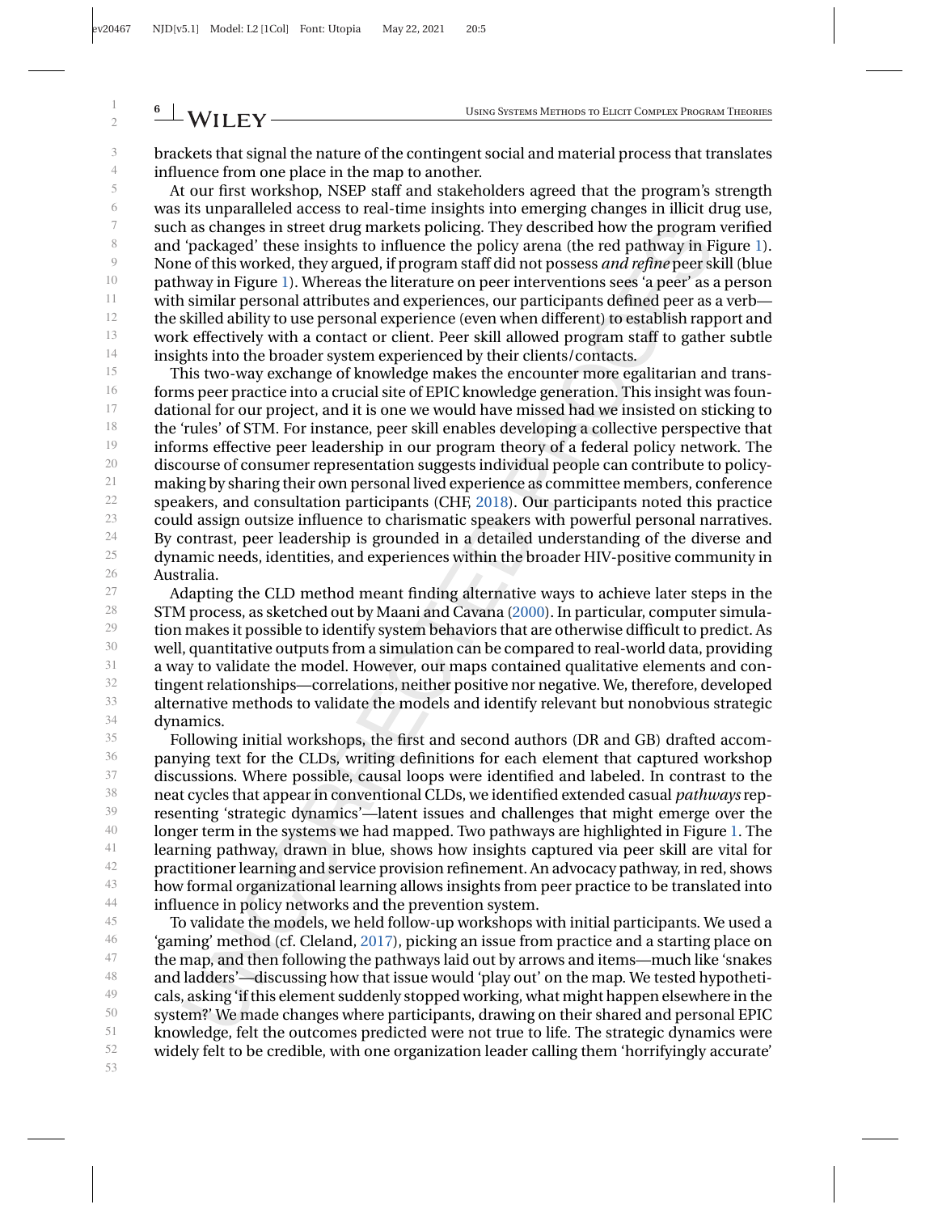brackets that signal the nature of the contingent social and material process that translates influence from one place in the map to another.

At our first workshop, NSEP staff and stakeholders agreed that the program's strength was its unparalleled access to real-time insights into emerging changes in illicit drug use, such as changes in street drug markets policing. They described how the program verified and 'packaged' these insights to influence the policy arena (the red pathway in Figure 1). None of this worked, they argued, if program staff did not possess *and refine* peer skill (blue pathway in Figure 1). Whereas the literature on peer interventions sees 'a peer' as a person with similar personal attributes and experiences, our participants defined peer as a verb—the skilled ability to use personal experience (even when different) to establish rapport and work effectively with a contact or client. Peer skill allowed program staff to gather subtle insights into the broader system experienced by their clients/contacts.

This two-way exchange of knowledge makes the encounter more egalitarian and transforms peer practice into a crucial site of EPIC knowledge generation. This insight was foundational for our project, and it is one we would have missed had we insisted on sticking to the 'rules' of STM. For instance, peer skill enables developing a collective perspective that informs effective peer leadership in our program theory of a federal policy network. The discourse of consumer representation suggests individual people can contribute to policymaking by sharing their own personal lived experience as committee members, conference speakers, and consultation participants (CHF, 2018). Our participants noted this practice could assign outsize influence to charismatic speakers with powerful personal narratives. By contrast, peer leadership is grounded in a detailed understanding of the diverse and dynamic needs, identities, and experiences within the broader HIV-positive community in Australia.

Adapting the CLD method meant finding alternative ways to achieve later steps in the STM process, as sketched out by Maani and Cavana (2000). In particular, computer simulation makes it possible to identify system behaviors that are otherwise difficult to predict. As well, quantitative outputs from a simulation can be compared to real-world data, providing a way to validate the model. However, our maps contained qualitative elements and contingent relationships—correlations, neither positive nor negative. We, therefore, developed alternative methods to validate the models and identify relevant but nonobvious strategic dynamics.

Following initial workshops, the first and second authors (DR and GB) drafted accompanying text for the CLDs, writing definitions for each element that captured workshop discussions. Where possible, causal loops were identified and labeled. In contrast to the neat cycles that appear in conventional CLDs, we identified extended casual *pathways* representing 'strategic dynamics'—latent issues and challenges that might emerge over the longer term in the systems we had mapped. Two pathways are highlighted in Figure 1. The learning pathway, drawn in blue, shows how insights captured via peer skill are vital for practitioner learning and service provision refinement. An advocacy pathway, in red, shows how formal organizational learning allows insights from peer practice to be translated into influence in policy networks and the prevention system.

To validate the models, we held follow-up workshops with initial participants. We used a 'gaming' method (cf. Cleland, 2017), picking an issue from practice and a starting place on the map, and then following the pathways laid out by arrows and items—much like 'snakes and ladders'—discussing how that issue would 'play out' on the map. We tested hypotheticals, asking 'if this element suddenly stopped working, what might happen elsewhere in the system?' We made changes where participants, drawing on their shared and personal EPIC knowledge, felt the outcomes predicted were not true to life. The strategic dynamics were widely felt to be credible, with one organization leader calling them 'horrifyingly accurate'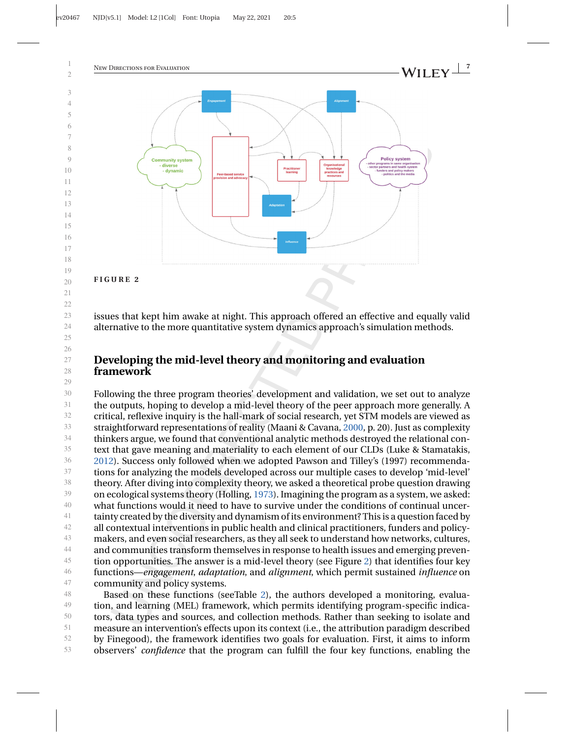Engagement

Alignment

Community system
- diverse
- dynamic

Peer-based service provision and advocacy

Practitioner learning

Organisational knowledge practices and resources

Policy system
- other programs in same organisation
- sector partners and health system
- funders and policy makers
- politics and the media

Adaptation

Influence

**FIGURE 2**

issues that kept him awake at night. This approach offered an effective and equally valid alternative to the more quantitative system dynamics approach's simulation methods.

## Developing the mid-level theory and monitoring and evaluation framework

Following the three program theories' development and validation, we set out to analyze the outputs, hoping to develop a mid-level theory of the peer approach more generally. A critical, reflexive inquiry is the hall-mark of social research, yet STM models are viewed as straightforward representations of reality (Maani & Cavana, 2000, p. 20). Just as complexity thinkers argue, we found that conventional analytic methods destroyed the relational context that gave meaning and materiality to each element of our CLDs (Luke & Stamatakis, 2012). Success only followed when we adopted Pawson and Tilley's (1997) recommendations for analyzing the models developed across our multiple cases to develop 'mid-level' theory. After diving into complexity theory, we asked a theoretical probe question drawing on ecological systems theory (Holling, 1973). Imagining the program as a system, we asked: what functions would it need to have to survive under the conditions of continual uncertainty created by the diversity and dynamism of its environment? This is a question faced by all contextual interventions in public health and clinical practitioners, funders and policymakers, and even social researchers, as they all seek to understand how networks, cultures, and communities transform themselves in response to health issues and emerging prevention opportunities. The answer is a mid-level theory (see Figure 2) that identifies four key functions—*engagement*, *adaptation*, and *alignment*, which permit sustained *influence* on community and policy systems.

Based on these functions (seeTable 2), the authors developed a monitoring, evaluation, and learning (MEL) framework, which permits identifying program-specific indicators, data types and sources, and collection methods. Rather than seeking to isolate and measure an intervention's effects upon its context (i.e., the attribution paradigm described by Finegood), the framework identifies two goals for evaluation. First, it aims to inform observers' *confidence* that the program can fulfill the four key functions, enabling the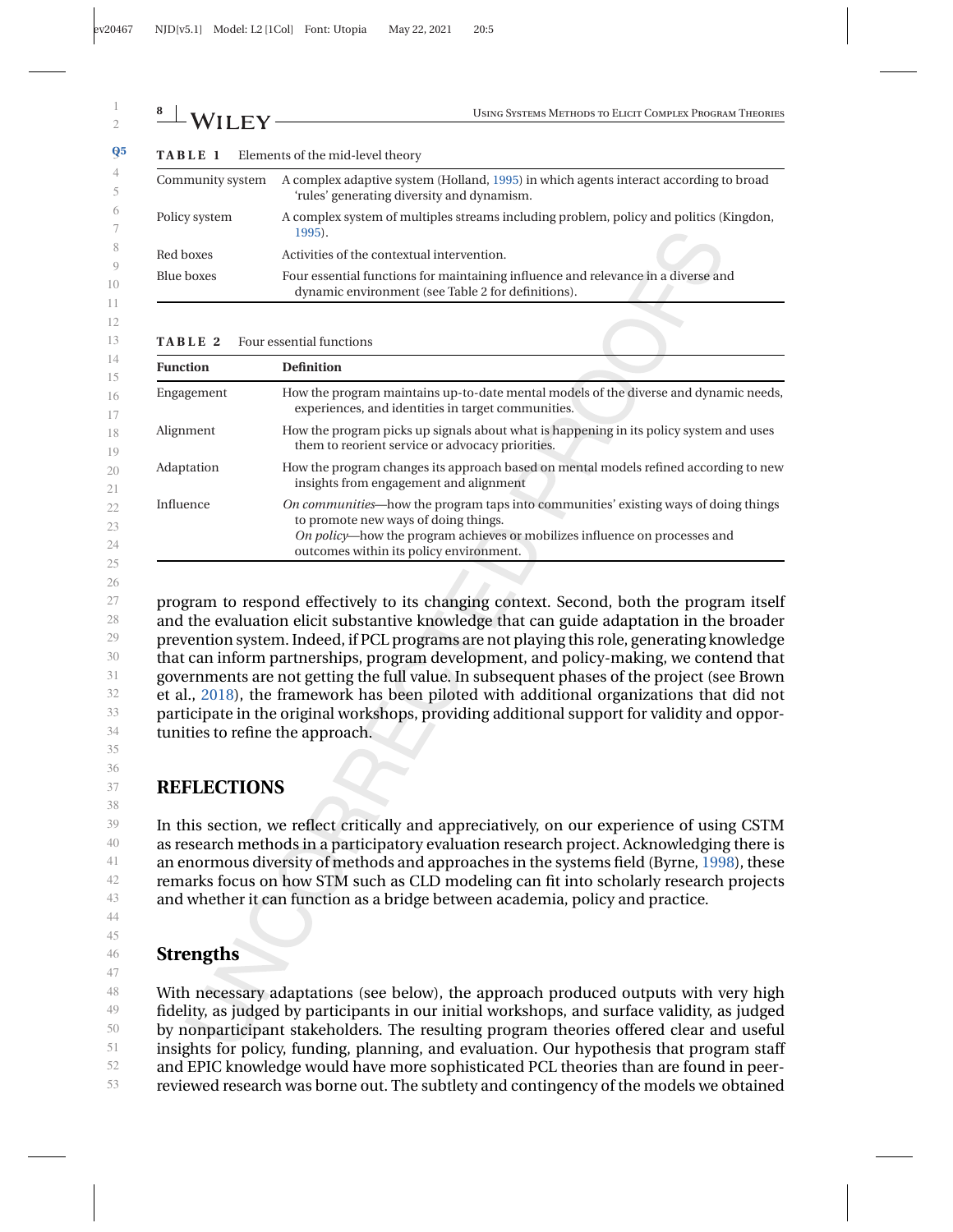**TABLE 1** Elements of the mid-level theory

| | |
|---|---|
| Community system | A complex adaptive system (Holland, 1995) in which agents interact according to broad 'rules' generating diversity and dynamism. |
| Policy system | A complex system of multiples streams including problem, policy and politics (Kingdon, 1995). |
| Red boxes | Activities of the contextual intervention. |
| Blue boxes | Four essential functions for maintaining influence and relevance in a diverse and dynamic environment (see Table 2 for definitions). |

**TABLE 2** Four essential functions

| Function | Definition |
|---|---|
| Engagement | How the program maintains up-to-date mental models of the diverse and dynamic needs, experiences, and identities in target communities. |
| Alignment | How the program picks up signals about what is happening in its policy system and uses them to reorient service or advocacy priorities. |
| Adaptation | How the program changes its approach based on mental models refined according to new insights from engagement and alignment |
| Influence | *On communities*—how the program taps into communities' existing ways of doing things to promote new ways of doing things. *On policy*—how the program achieves or mobilizes influence on processes and outcomes within its policy environment. |

program to respond effectively to its changing context. Second, both the program itself and the evaluation elicit substantive knowledge that can guide adaptation in the broader prevention system. Indeed, if PCL programs are not playing this role, generating knowledge that can inform partnerships, program development, and policy-making, we contend that governments are not getting the full value. In subsequent phases of the project (see Brown et al., 2018), the framework has been piloted with additional organizations that did not participate in the original workshops, providing additional support for validity and opportunities to refine the approach.

## REFLECTIONS

In this section, we reflect critically and appreciatively, on our experience of using CSTM as research methods in a participatory evaluation research project. Acknowledging there is an enormous diversity of methods and approaches in the systems field (Byrne, 1998), these remarks focus on how STM such as CLD modeling can fit into scholarly research projects and whether it can function as a bridge between academia, policy and practice.

### Strengths

With necessary adaptations (see below), the approach produced outputs with very high fidelity, as judged by participants in our initial workshops, and surface validity, as judged by nonparticipant stakeholders. The resulting program theories offered clear and useful insights for policy, funding, planning, and evaluation. Our hypothesis that program staff and EPIC knowledge would have more sophisticated PCL theories than are found in peer-reviewed research was borne out. The subtlety and contingency of the models we obtained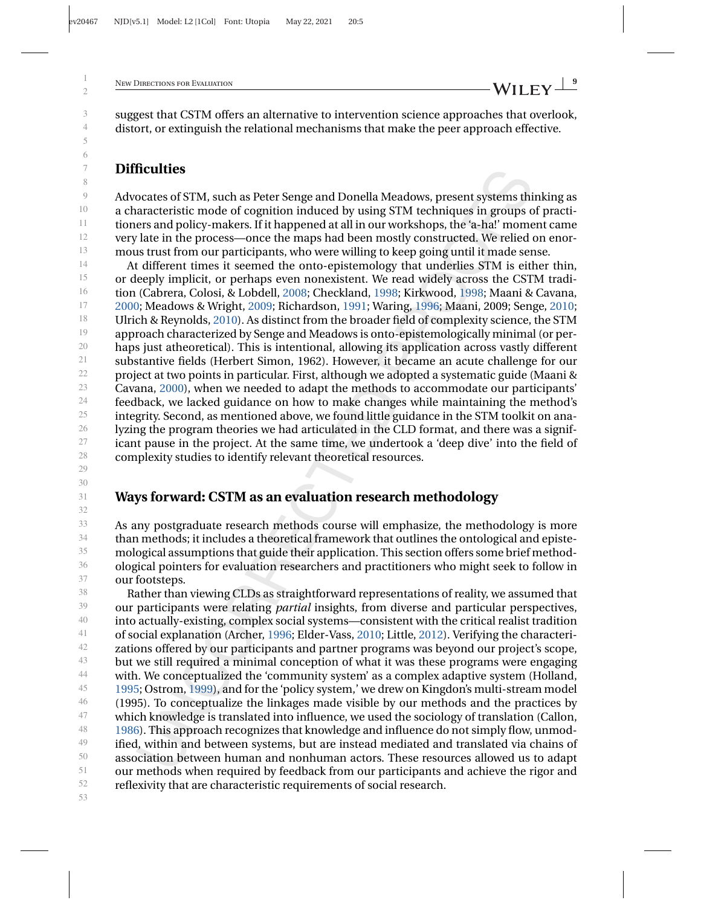suggest that CSTM offers an alternative to intervention science approaches that overlook, distort, or extinguish the relational mechanisms that make the peer approach effective.

## Difficulties

Advocates of STM, such as Peter Senge and Donella Meadows, present systems thinking as a characteristic mode of cognition induced by using STM techniques in groups of practitioners and policy-makers. If it happened at all in our workshops, the 'a-ha!' moment came very late in the process—once the maps had been mostly constructed. We relied on enormous trust from our participants, who were willing to keep going until it made sense.

At different times it seemed the onto-epistemology that underlies STM is either thin, or deeply implicit, or perhaps even nonexistent. We read widely across the CSTM tradition (Cabrera, Colosi, & Lobdell, 2008; Checkland, 1998; Kirkwood, 1998; Maani & Cavana, 2000; Meadows & Wright, 2009; Richardson, 1991; Waring, 1996; Maani, 2009; Senge, 2010; Ulrich & Reynolds, 2010). As distinct from the broader field of complexity science, the STM approach characterized by Senge and Meadows is onto-epistemologically minimal (or perhaps just atheoretical). This is intentional, allowing its application across vastly different substantive fields (Herbert Simon, 1962). However, it became an acute challenge for our project at two points in particular. First, although we adopted a systematic guide (Maani & Cavana, 2000), when we needed to adapt the methods to accommodate our participants' feedback, we lacked guidance on how to make changes while maintaining the method's integrity. Second, as mentioned above, we found little guidance in the STM toolkit on analyzing the program theories we had articulated in the CLD format, and there was a significant pause in the project. At the same time, we undertook a 'deep dive' into the field of complexity studies to identify relevant theoretical resources.

## Ways forward: CSTM as an evaluation research methodology

As any postgraduate research methods course will emphasize, the methodology is more than methods; it includes a theoretical framework that outlines the ontological and epistemological assumptions that guide their application. This section offers some brief methodological pointers for evaluation researchers and practitioners who might seek to follow in our footsteps.

Rather than viewing CLDs as straightforward representations of reality, we assumed that our participants were relating *partial* insights, from diverse and particular perspectives, into actually-existing, complex social systems—consistent with the critical realist tradition of social explanation (Archer, 1996; Elder-Vass, 2010; Little, 2012). Verifying the characterizations offered by our participants and partner programs was beyond our project's scope, but we still required a minimal conception of what it was these programs were engaging with. We conceptualized the 'community system' as a complex adaptive system (Holland, 1995; Ostrom, 1999), and for the 'policy system,' we drew on Kingdon's multi-stream model (1995). To conceptualize the linkages made visible by our methods and the practices by which knowledge is translated into influence, we used the sociology of translation (Callon, 1986). This approach recognizes that knowledge and influence do not simply flow, unmodified, within and between systems, but are instead mediated and translated via chains of association between human and nonhuman actors. These resources allowed us to adapt our methods when required by feedback from our participants and achieve the rigor and reflexivity that are characteristic requirements of social research.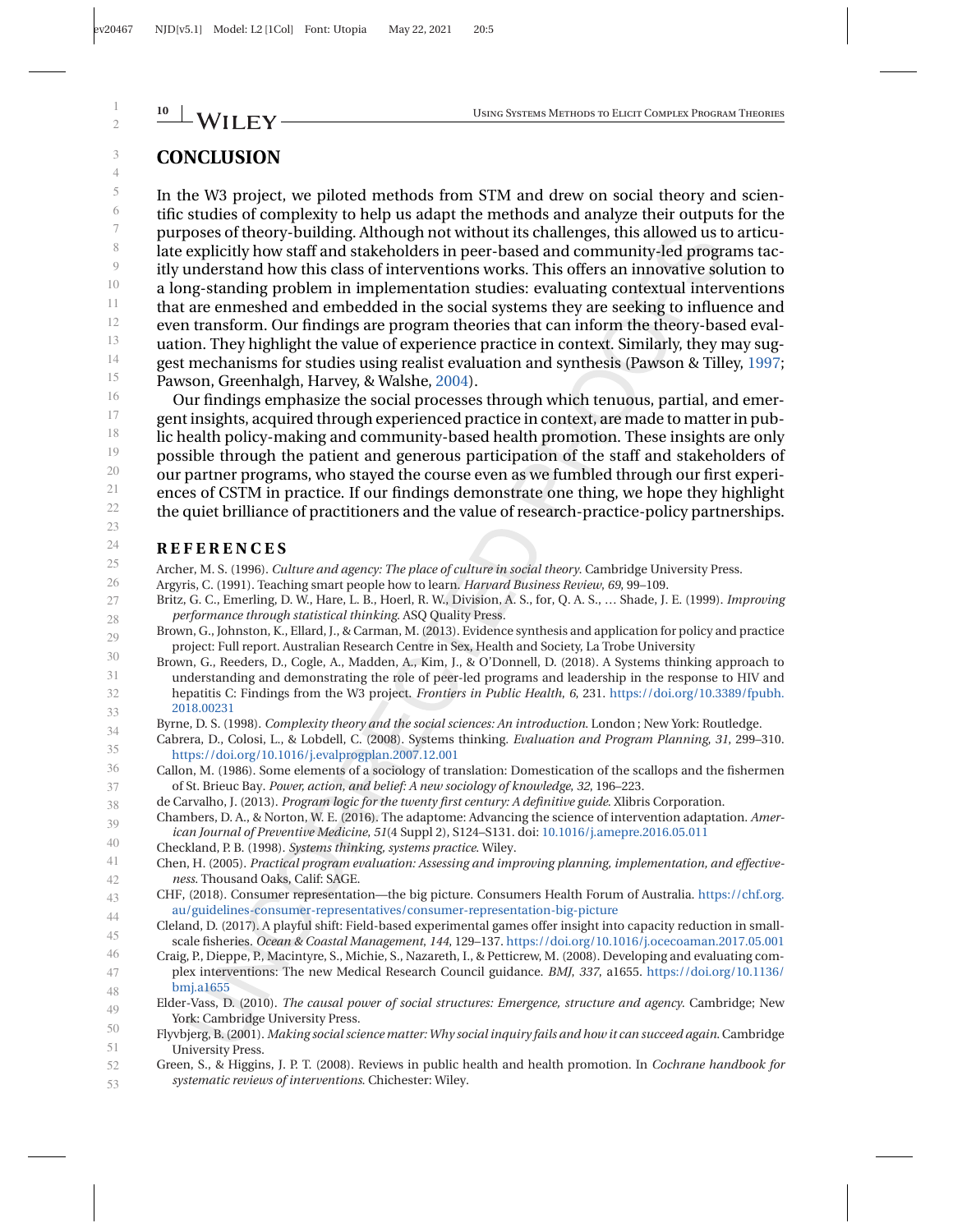## CONCLUSION

In the W3 project, we piloted methods from STM and drew on social theory and scientific studies of complexity to help us adapt the methods and analyze their outputs for the purposes of theory-building. Although not without its challenges, this allowed us to articulate explicitly how staff and stakeholders in peer-based and community-led programs tacitly understand how this class of interventions works. This offers an innovative solution to a long-standing problem in implementation studies: evaluating contextual interventions that are enmeshed and embedded in the social systems they are seeking to influence and even transform. Our findings are program theories that can inform the theory-based evaluation. They highlight the value of experience practice in context. Similarly, they may suggest mechanisms for studies using realist evaluation and synthesis (Pawson & Tilley, 1997; Pawson, Greenhalgh, Harvey, & Walshe, 2004).

Our findings emphasize the social processes through which tenuous, partial, and emergent insights, acquired through experienced practice in context, are made to matter in public health policy-making and community-based health promotion. These insights are only possible through the patient and generous participation of the staff and stakeholders of our partner programs, who stayed the course even as we fumbled through our first experiences of CSTM in practice. If our findings demonstrate one thing, we hope they highlight the quiet brilliance of practitioners and the value of research-practice-policy partnerships.

## REFERENCES

Archer, M. S. (1996). *Culture and agency: The place of culture in social theory*. Cambridge University Press.

Argyris, C. (1991). Teaching smart people how to learn. *Harvard Business Review*, *69*, 99–109.

Britz, G. C., Emerling, D. W., Hare, L. B., Hoerl, R. W., Division, A. S., for, Q. A. S., … Shade, J. E. (1999). *Improving performance through statistical thinking*. ASQ Quality Press.

Brown, G., Johnston, K., Ellard, J., & Carman, M. (2013). Evidence synthesis and application for policy and practice project: Full report. Australian Research Centre in Sex, Health and Society, La Trobe University

Brown, G., Reeders, D., Cogle, A., Madden, A., Kim, J., & O'Donnell, D. (2018). A Systems thinking approach to understanding and demonstrating the role of peer-led programs and leadership in the response to HIV and hepatitis C: Findings from the W3 project. *Frontiers in Public Health*, *6*, 231. https://doi.org/10.3389/fpubh.2018.00231

Byrne, D. S. (1998). *Complexity theory and the social sciences: An introduction*. London ; New York: Routledge.

Cabrera, D., Colosi, L., & Lobdell, C. (2008). Systems thinking. *Evaluation and Program Planning*, *31*, 299–310. https://doi.org/10.1016/j.evalprogplan.2007.12.001

Callon, M. (1986). Some elements of a sociology of translation: Domestication of the scallops and the fishermen of St. Brieuc Bay. *Power, action, and belief: A new sociology of knowledge*, *32*, 196–223.

de Carvalho, J. (2013). *Program logic for the twenty first century: A definitive guide*. Xlibris Corporation.

Chambers, D. A., & Norton, W. E. (2016). The adaptome: Advancing the science of intervention adaptation. *American Journal of Preventive Medicine*, *51*(4 Suppl 2), S124–S131. doi: 10.1016/j.amepre.2016.05.011

Checkland, P. B. (1998). *Systems thinking, systems practice*. Wiley.

Chen, H. (2005). *Practical program evaluation: Assessing and improving planning, implementation, and effectiveness*. Thousand Oaks, Calif: SAGE.

CHF, (2018). Consumer representation—the big picture. Consumers Health Forum of Australia. https://chf.org.au/guidelines-consumer-representatives/consumer-representation-big-picture

Cleland, D. (2017). A playful shift: Field-based experimental games offer insight into capacity reduction in small-scale fisheries. *Ocean & Coastal Management*, *144*, 129–137. https://doi.org/10.1016/j.ocecoaman.2017.05.001

Craig, P., Dieppe, P., Macintyre, S., Michie, S., Nazareth, I., & Petticrew, M. (2008). Developing and evaluating complex interventions: The new Medical Research Council guidance. *BMJ*, *337*, a1655. https://doi.org/10.1136/bmj.a1655

Elder-Vass, D. (2010). *The causal power of social structures: Emergence, structure and agency*. Cambridge; New York: Cambridge University Press.

Flyvbjerg, B. (2001). *Making social science matter: Why social inquiry fails and how it can succeed again*. Cambridge University Press.

Green, S., & Higgins, J. P. T. (2008). Reviews in public health and health promotion. In *Cochrane handbook for systematic reviews of interventions*. Chichester: Wiley.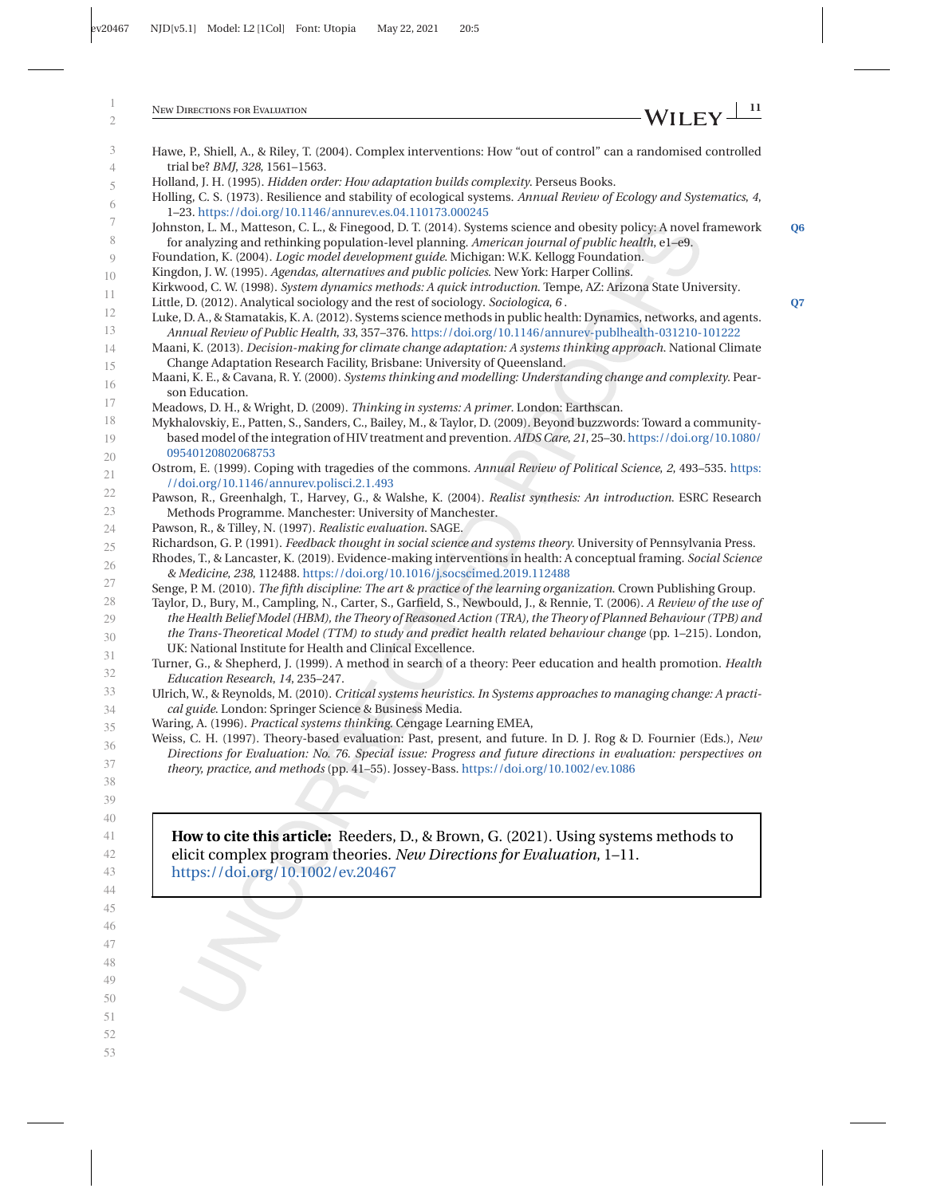Hawe, P., Shiell, A., & Riley, T. (2004). Complex interventions: How "out of control" can a randomised controlled trial be? *BMJ*, *328*, 1561–1563.

Holland, J. H. (1995). *Hidden order: How adaptation builds complexity.* Perseus Books.

Holling, C. S. (1973). Resilience and stability of ecological systems. *Annual Review of Ecology and Systematics*, *4*, 1–23. https://doi.org/10.1146/annurev.es.04.110173.000245

Johnston, L. M., Matteson, C. L., & Finegood, D. T. (2014). Systems science and obesity policy: A novel framework for analyzing and rethinking population-level planning. *American journal of public health*, e1–e9. **Q6**

Foundation, K. (2004). *Logic model development guide.* Michigan: W.K. Kellogg Foundation.

Kingdon, J. W. (1995). *Agendas, alternatives and public policies.* New York: Harper Collins.

Kirkwood, C. W. (1998). *System dynamics methods: A quick introduction.* Tempe, AZ: Arizona State University.

Little, D. (2012). Analytical sociology and the rest of sociology. *Sociologica*, *6* . **Q7**

Luke, D. A., & Stamatakis, K. A. (2012). Systems science methods in public health: Dynamics, networks, and agents. *Annual Review of Public Health*, *33*, 357–376. https://doi.org/10.1146/annurev-publhealth-031210-101222

Maani, K. (2013). *Decision-making for climate change adaptation: A systems thinking approach.* National Climate Change Adaptation Research Facility, Brisbane: University of Queensland.

Maani, K. E., & Cavana, R. Y. (2000). *Systems thinking and modelling: Understanding change and complexity.* Pearson Education.

Meadows, D. H., & Wright, D. (2009). *Thinking in systems: A primer.* London: Earthscan.

Mykhalovskiy, E., Patten, S., Sanders, C., Bailey, M., & Taylor, D. (2009). Beyond buzzwords: Toward a community-based model of the integration of HIV treatment and prevention. *AIDS Care*, *21*, 25–30. https://doi.org/10.1080/09540120802068753

Ostrom, E. (1999). Coping with tragedies of the commons. *Annual Review of Political Science*, *2*, 493–535. https://doi.org/10.1146/annurev.polisci.2.1.493

Pawson, R., Greenhalgh, T., Harvey, G., & Walshe, K. (2004). *Realist synthesis: An introduction.* ESRC Research Methods Programme. Manchester: University of Manchester.

Pawson, R., & Tilley, N. (1997). *Realistic evaluation.* SAGE.

Richardson, G. P. (1991). *Feedback thought in social science and systems theory.* University of Pennsylvania Press.

Rhodes, T., & Lancaster, K. (2019). Evidence-making interventions in health: A conceptual framing. *Social Science & Medicine*, *238*, 112488. https://doi.org/10.1016/j.socscimed.2019.112488

Senge, P. M. (2010). *The fifth discipline: The art & practice of the learning organization.* Crown Publishing Group.

Taylor, D., Bury, M., Campling, N., Carter, S., Garfield, S., Newbould, J., & Rennie, T. (2006). *A Review of the use of the Health Belief Model (HBM), the Theory of Reasoned Action (TRA), the Theory of Planned Behaviour (TPB) and the Trans-Theoretical Model (TTM) to study and predict health related behaviour change* (pp. 1–215). London, UK: National Institute for Health and Clinical Excellence.

Turner, G., & Shepherd, J. (1999). A method in search of a theory: Peer education and health promotion. *Health Education Research*, *14*, 235–247.

Ulrich, W., & Reynolds, M. (2010). *Critical systems heuristics. In Systems approaches to managing change: A practical guide.* London: Springer Science & Business Media.

Waring, A. (1996). *Practical systems thinking.* Cengage Learning EMEA,

Weiss, C. H. (1997). Theory-based evaluation: Past, present, and future. In D. J. Rog & D. Fournier (Eds.), *New Directions for Evaluation: No. 76. Special issue: Progress and future directions in evaluation: perspectives on theory, practice, and methods* (pp. 41–55). Jossey-Bass. https://doi.org/10.1002/ev.1086

**How to cite this article:** Reeders, D., & Brown, G. (2021). Using systems methods to elicit complex program theories. *New Directions for Evaluation*, 1–11. https://doi.org/10.1002/ev.20467